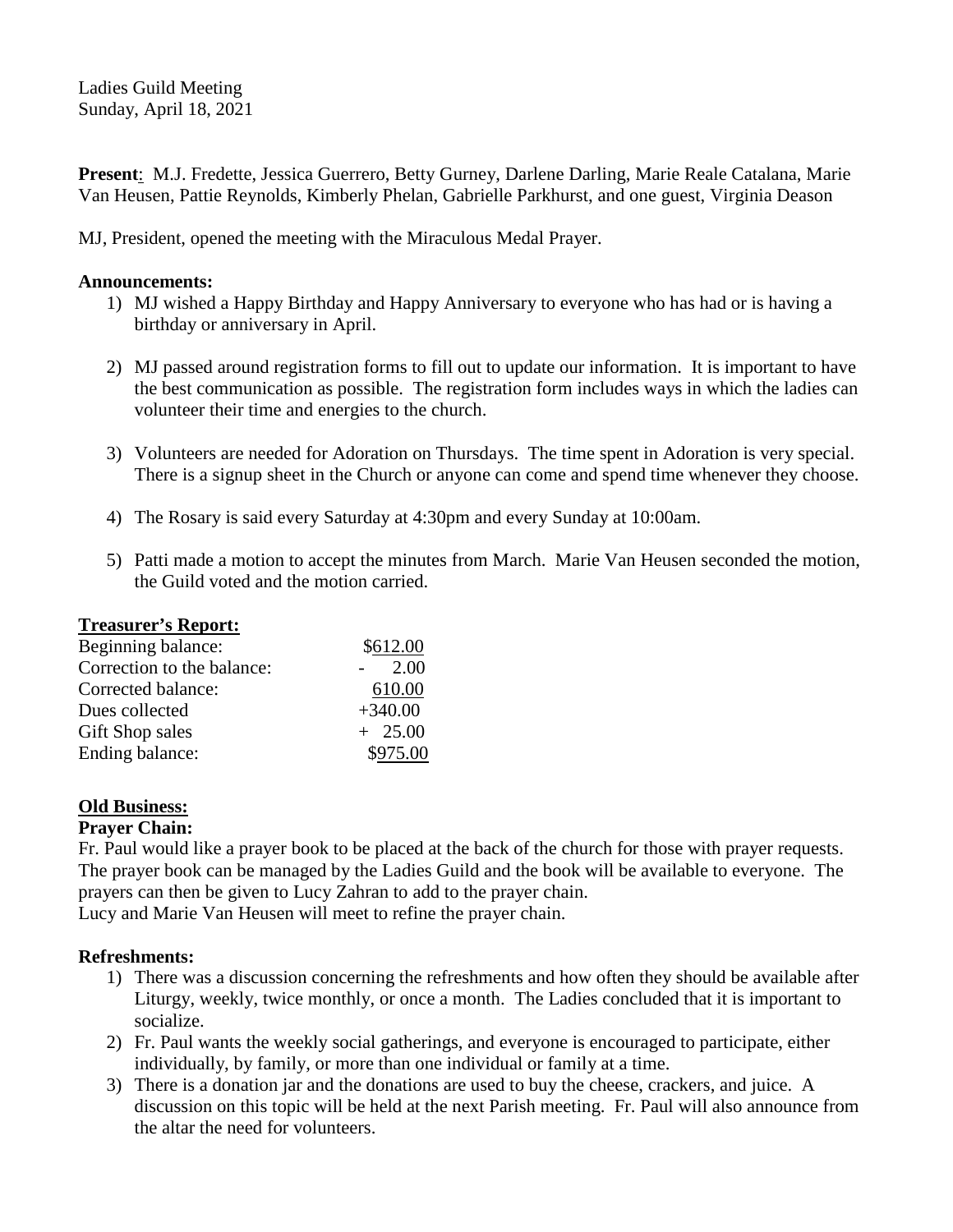Ladies Guild Meeting
Sunday, April 18, 2021

**Present**: M.J. Fredette, Jessica Guerrero, Betty Gurney, Darlene Darling, Marie Reale Catalana, Marie Van Heusen, Pattie Reynolds, Kimberly Phelan, Gabrielle Parkhurst, and one guest, Virginia Deason

MJ, President, opened the meeting with the Miraculous Medal Prayer.

**Announcements:**

1) MJ wished a Happy Birthday and Happy Anniversary to everyone who has had or is having a birthday or anniversary in April.

2) MJ passed around registration forms to fill out to update our information. It is important to have the best communication as possible. The registration form includes ways in which the ladies can volunteer their time and energies to the church.

3) Volunteers are needed for Adoration on Thursdays. The time spent in Adoration is very special. There is a signup sheet in the Church or anyone can come and spend time whenever they choose.

4) The Rosary is said every Saturday at 4:30pm and every Sunday at 10:00am.

5) Patti made a motion to accept the minutes from March. Marie Van Heusen seconded the motion, the Guild voted and the motion carried.

**Treasurer's Report:**

| | |
|---|---|
| Beginning balance: | $612.00 |
| Correction to the balance: | - 2.00 |
| Corrected balance: | 610.00 |
| Dues collected | +340.00 |
| Gift Shop sales | + 25.00 |
| Ending balance: | $975.00 |

**Old Business:**

**Prayer Chain:**

Fr. Paul would like a prayer book to be placed at the back of the church for those with prayer requests. The prayer book can be managed by the Ladies Guild and the book will be available to everyone. The prayers can then be given to Lucy Zahran to add to the prayer chain.
Lucy and Marie Van Heusen will meet to refine the prayer chain.

**Refreshments:**

1) There was a discussion concerning the refreshments and how often they should be available after Liturgy, weekly, twice monthly, or once a month. The Ladies concluded that it is important to socialize.
2) Fr. Paul wants the weekly social gatherings, and everyone is encouraged to participate, either individually, by family, or more than one individual or family at a time.
3) There is a donation jar and the donations are used to buy the cheese, crackers, and juice. A discussion on this topic will be held at the next Parish meeting. Fr. Paul will also announce from the altar the need for volunteers.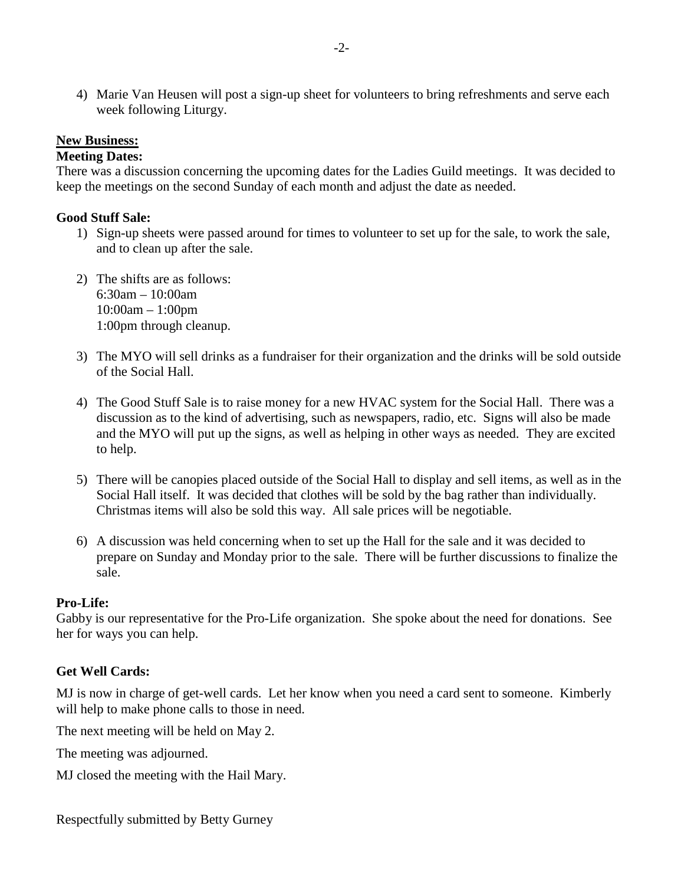4) Marie Van Heusen will post a sign-up sheet for volunteers to bring refreshments and serve each week following Liturgy.

**<u>New Business:</u>**

**Meeting Dates:**

There was a discussion concerning the upcoming dates for the Ladies Guild meetings. It was decided to keep the meetings on the second Sunday of each month and adjust the date as needed.

**Good Stuff Sale:**

1) Sign-up sheets were passed around for times to volunteer to set up for the sale, to work the sale, and to clean up after the sale.

2) The shifts are as follows:
   6:30am – 10:00am
   10:00am – 1:00pm
   1:00pm through cleanup.

3) The MYO will sell drinks as a fundraiser for their organization and the drinks will be sold outside of the Social Hall.

4) The Good Stuff Sale is to raise money for a new HVAC system for the Social Hall. There was a discussion as to the kind of advertising, such as newspapers, radio, etc. Signs will also be made and the MYO will put up the signs, as well as helping in other ways as needed. They are excited to help.

5) There will be canopies placed outside of the Social Hall to display and sell items, as well as in the Social Hall itself. It was decided that clothes will be sold by the bag rather than individually. Christmas items will also be sold this way. All sale prices will be negotiable.

6) A discussion was held concerning when to set up the Hall for the sale and it was decided to prepare on Sunday and Monday prior to the sale. There will be further discussions to finalize the sale.

**Pro-Life:**

Gabby is our representative for the Pro-Life organization. She spoke about the need for donations. See her for ways you can help.

**Get Well Cards:**

MJ is now in charge of get-well cards. Let her know when you need a card sent to someone. Kimberly will help to make phone calls to those in need.

The next meeting will be held on May 2.

The meeting was adjourned.

MJ closed the meeting with the Hail Mary.

Respectfully submitted by Betty Gurney